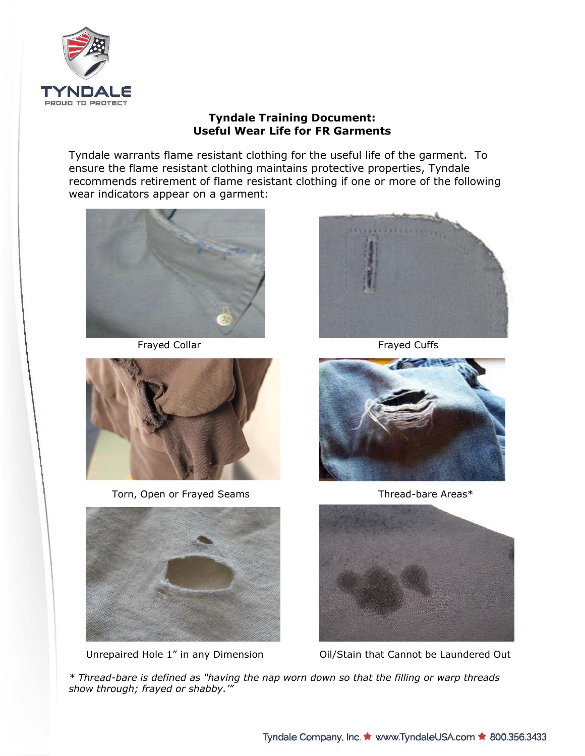**Tyndale Training Document:**
**Useful Wear Life for FR Garments**

Tyndale warrants flame resistant clothing for the useful life of the garment. To ensure the flame resistant clothing maintains protective properties, Tyndale recommends retirement of flame resistant clothing if one or more of the following wear indicators appear on a garment:

Frayed Collar

Frayed Cuffs

Torn, Open or Frayed Seams

Thread-bare Areas*

Unrepaired Hole 1" in any Dimension

Oil/Stain that Cannot be Laundered Out

*\* Thread-bare is defined as "having the nap worn down so that the filling or warp threads show through; frayed or shabby.'"*

Tyndale Company, Inc. ★ www.TyndaleUSA.com ★ 800.356.3433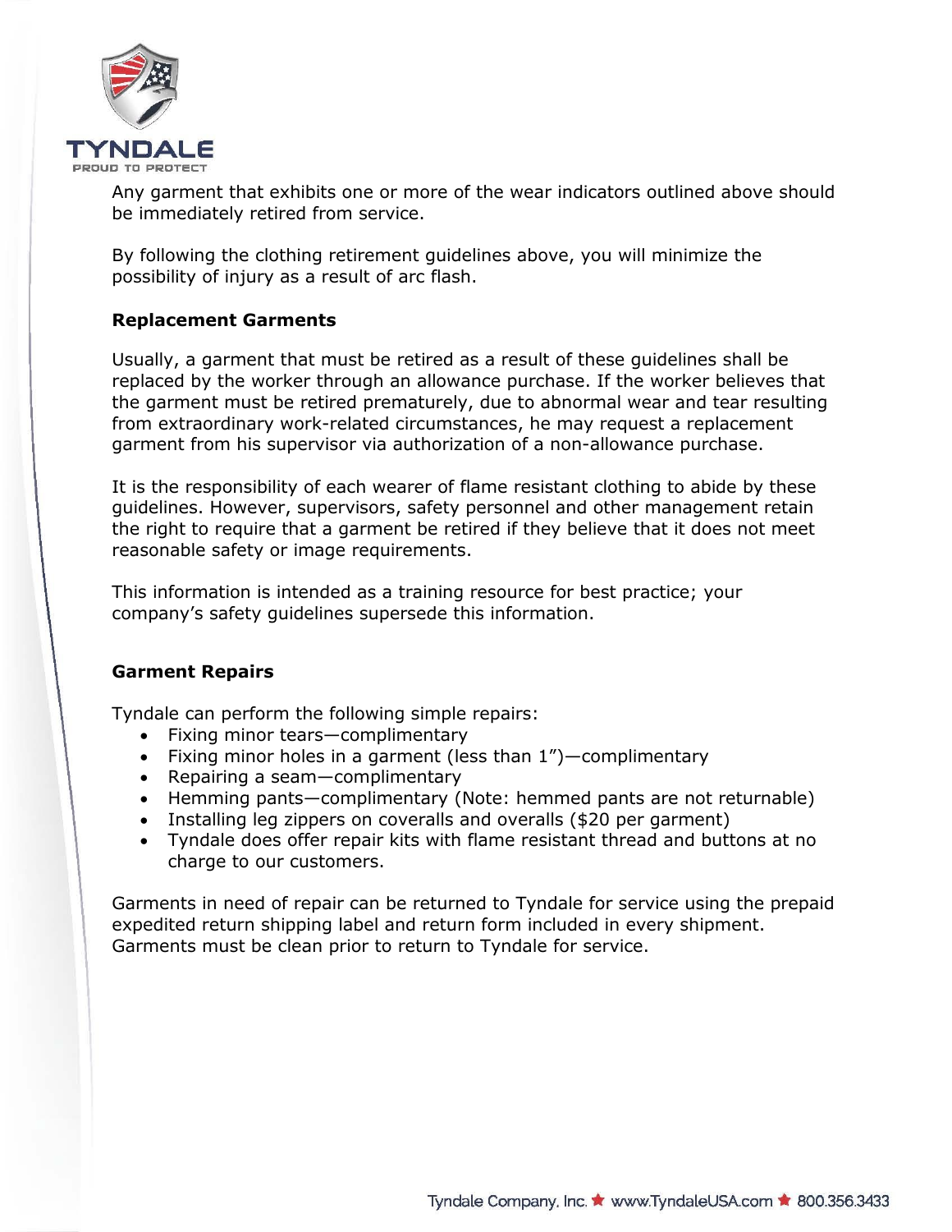Any garment that exhibits one or more of the wear indicators outlined above should be immediately retired from service.

By following the clothing retirement guidelines above, you will minimize the possibility of injury as a result of arc flash.

**Replacement Garments**

Usually, a garment that must be retired as a result of these guidelines shall be replaced by the worker through an allowance purchase. If the worker believes that the garment must be retired prematurely, due to abnormal wear and tear resulting from extraordinary work-related circumstances, he may request a replacement garment from his supervisor via authorization of a non-allowance purchase.

It is the responsibility of each wearer of flame resistant clothing to abide by these guidelines. However, supervisors, safety personnel and other management retain the right to require that a garment be retired if they believe that it does not meet reasonable safety or image requirements.

This information is intended as a training resource for best practice; your company's safety guidelines supersede this information.

**Garment Repairs**

Tyndale can perform the following simple repairs:

- Fixing minor tears—complimentary
- Fixing minor holes in a garment (less than 1")—complimentary
- Repairing a seam—complimentary
- Hemming pants—complimentary (Note: hemmed pants are not returnable)
- Installing leg zippers on coveralls and overalls ($20 per garment)
- Tyndale does offer repair kits with flame resistant thread and buttons at no charge to our customers.

Garments in need of repair can be returned to Tyndale for service using the prepaid expedited return shipping label and return form included in every shipment. Garments must be clean prior to return to Tyndale for service.